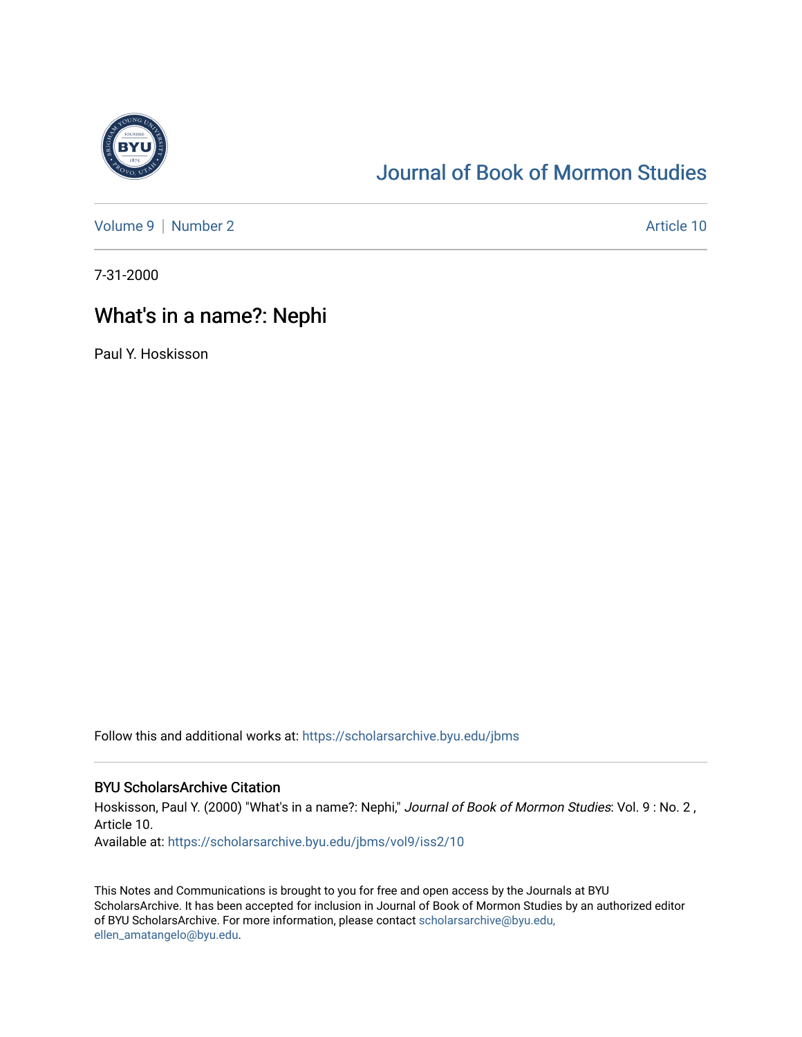# Journal of Book of Mormon Studies

Volume 9 | Number 2 | Article 10

7-31-2000

## What's in a name?: Nephi

Paul Y. Hoskisson

Follow this and additional works at: https://scholarsarchive.byu.edu/jbms

### BYU ScholarsArchive Citation

Hoskisson, Paul Y. (2000) "What's in a name?: Nephi," *Journal of Book of Mormon Studies*: Vol. 9 : No. 2 , Article 10.

Available at: https://scholarsarchive.byu.edu/jbms/vol9/iss2/10

This Notes and Communications is brought to you for free and open access by the Journals at BYU ScholarsArchive. It has been accepted for inclusion in Journal of Book of Mormon Studies by an authorized editor of BYU ScholarsArchive. For more information, please contact scholarsarchive@byu.edu, ellen_amatangelo@byu.edu.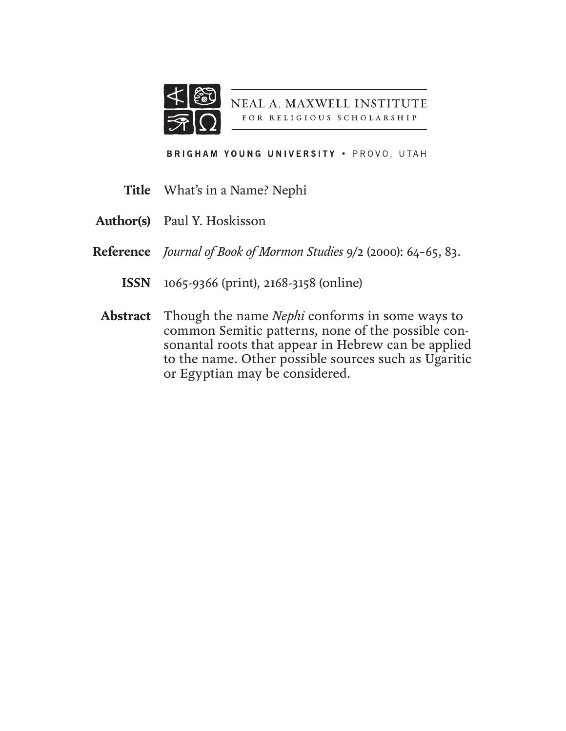NEAL A. MAXWELL INSTITUTE
FOR RELIGIOUS SCHOLARSHIP

BRIGHAM YOUNG UNIVERSITY • PROVO, UTAH

**Title** What's in a Name? Nephi

**Author(s)** Paul Y. Hoskisson

**Reference** *Journal of Book of Mormon Studies* 9/2 (2000): 64–65, 83.

**ISSN** 1065-9366 (print), 2168-3158 (online)

**Abstract** Though the name *Nephi* conforms in some ways to common Semitic patterns, none of the possible consonantal roots that appear in Hebrew can be applied to the name. Other possible sources such as Ugaritic or Egyptian may be considered.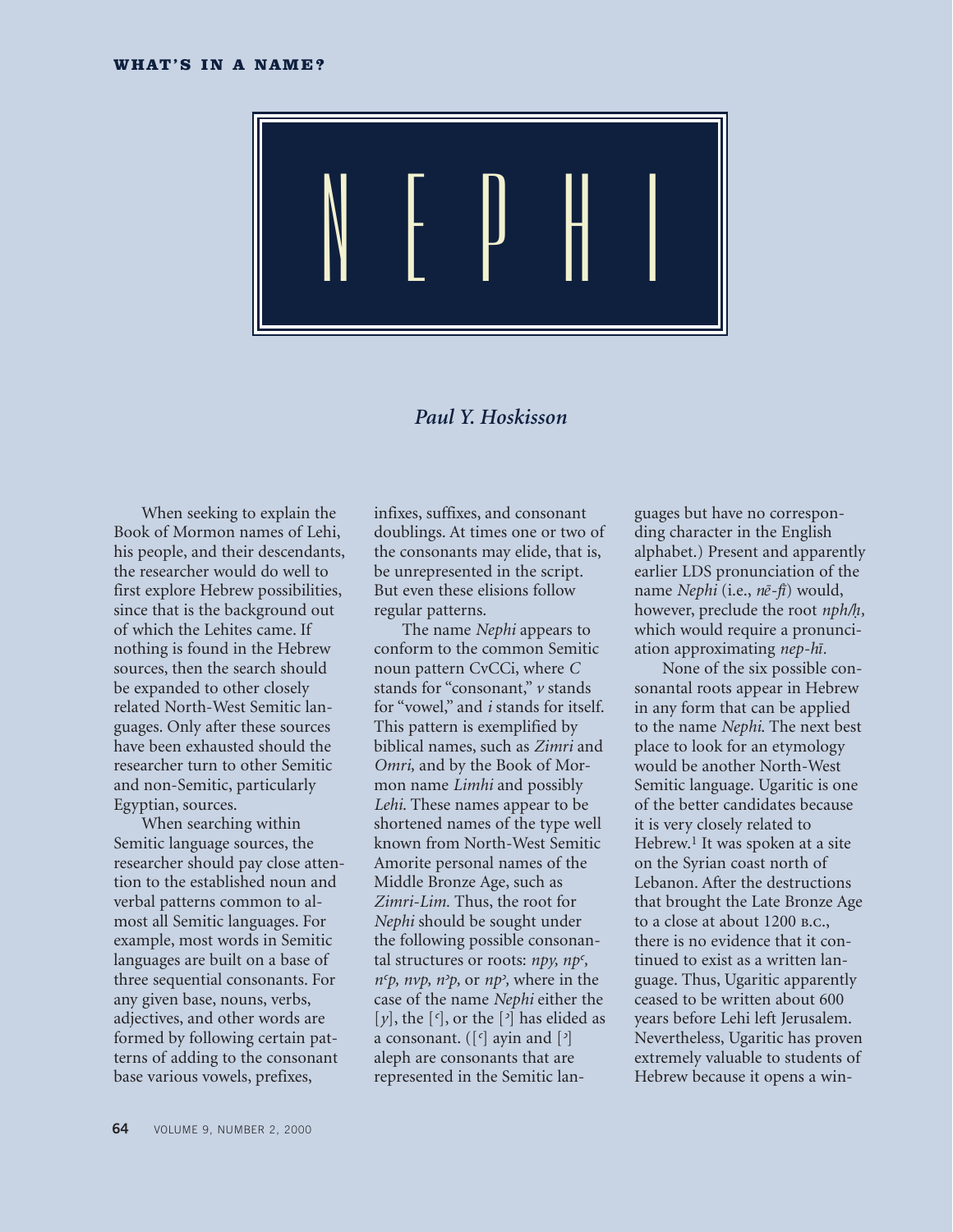WHAT'S IN A NAME?

# NEPHI

*Paul Y. Hoskisson*

When seeking to explain the Book of Mormon names of Lehi, his people, and their descendants, the researcher would do well to first explore Hebrew possibilities, since that is the background out of which the Lehites came. If nothing is found in the Hebrew sources, then the search should be expanded to other closely related North-West Semitic languages. Only after these sources have been exhausted should the researcher turn to other Semitic and non-Semitic, particularly Egyptian, sources.

When searching within Semitic language sources, the researcher should pay close attention to the established noun and verbal patterns common to almost all Semitic languages. For example, most words in Semitic languages are built on a base of three sequential consonants. For any given base, nouns, verbs, adjectives, and other words are formed by following certain patterns of adding to the consonant base various vowels, prefixes, infixes, suffixes, and consonant doublings. At times one or two of the consonants may elide, that is, be unrepresented in the script. But even these elisions follow regular patterns.

The name *Nephi* appears to conform to the common Semitic noun pattern CvCCi, where *C* stands for "consonant," *v* stands for "vowel," and *i* stands for itself. This pattern is exemplified by biblical names, such as *Zimri* and *Omri,* and by the Book of Mormon name *Limhi* and possibly *Lehi*. These names appear to be shortened names of the type well known from North-West Semitic Amorite personal names of the Middle Bronze Age, such as *Zimri-Lim.* Thus, the root for *Nephi* should be sought under the following possible consonantal structures or roots: *npy, npʿ, nʿp, nvp, nʾp,* or *npʾ,* where in the case of the name *Nephi* either the [*y*], the [ʿ], or the [ʾ] has elided as a consonant. ([ʿ] ayin and [ʾ] aleph are consonants that are represented in the Semitic languages but have no corresponding character in the English alphabet.) Present and apparently earlier LDS pronunciation of the name *Nephi* (i.e., *nē-fī*) would, however, preclude the root *nph/ḥ,* which would require a pronunciation approximating *nep-hī.*

None of the six possible consonantal roots appear in Hebrew in any form that can be applied to the name *Nephi*. The next best place to look for an etymology would be another North-West Semitic language. Ugaritic is one of the better candidates because it is very closely related to Hebrew.[1] It was spoken at a site on the Syrian coast north of Lebanon. After the destructions that brought the Late Bronze Age to a close at about 1200 B.C., there is no evidence that it continued to exist as a written language. Thus, Ugaritic apparently ceased to be written about 600 years before Lehi left Jerusalem. Nevertheless, Ugaritic has proven extremely valuable to students of Hebrew because it opens a win-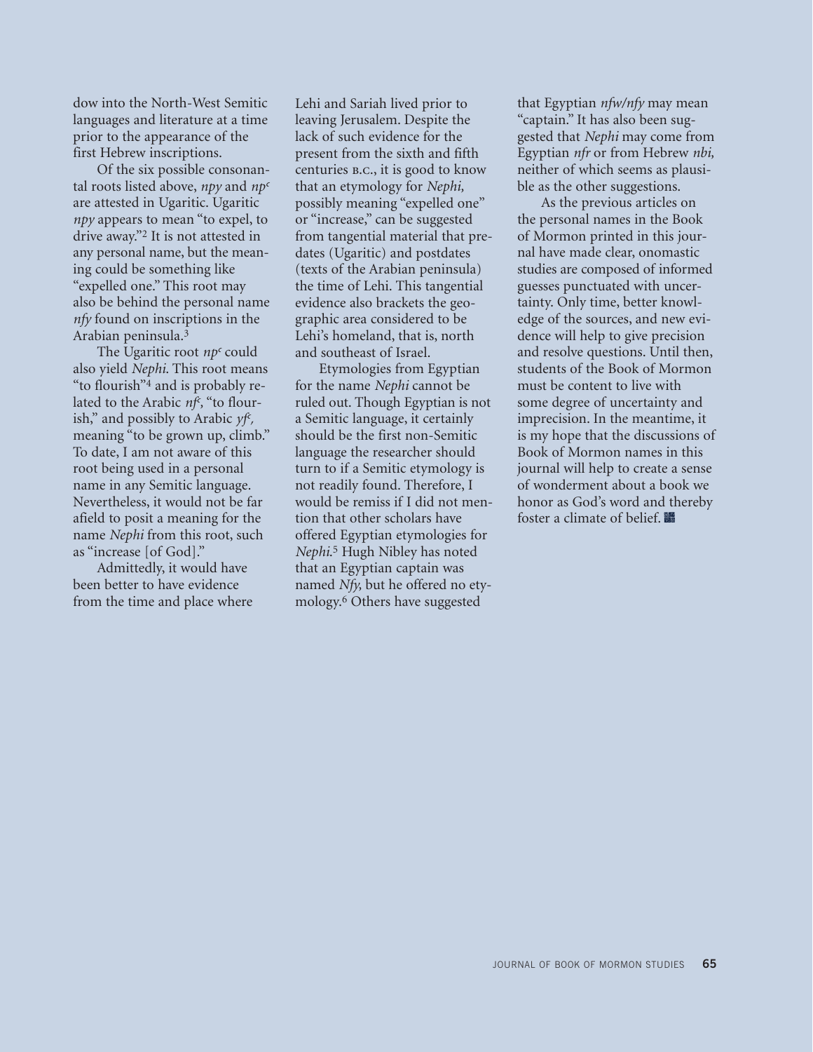dow into the North-West Semitic languages and literature at a time prior to the appearance of the first Hebrew inscriptions.

Of the six possible consonantal roots listed above, *npy* and *npᶜ* are attested in Ugaritic. Ugaritic *npy* appears to mean "to expel, to drive away."[2] It is not attested in any personal name, but the meaning could be something like "expelled one." This root may also be behind the personal name *nfy* found on inscriptions in the Arabian peninsula.[3]

The Ugaritic root *npᶜ* could also yield *Nephi*. This root means "to flourish"[4] and is probably related to the Arabic *nfᶜ*, "to flourish," and possibly to Arabic *yfᶜ*, meaning "to be grown up, climb." To date, I am not aware of this root being used in a personal name in any Semitic language. Nevertheless, it would not be far afield to posit a meaning for the name *Nephi* from this root, such as "increase [of God]."

Admittedly, it would have been better to have evidence from the time and place where Lehi and Sariah lived prior to leaving Jerusalem. Despite the lack of such evidence for the present from the sixth and fifth centuries B.C., it is good to know that an etymology for *Nephi*, possibly meaning "expelled one" or "increase," can be suggested from tangential material that predates (Ugaritic) and postdates (texts of the Arabian peninsula) the time of Lehi. This tangential evidence also brackets the geographic area considered to be Lehi's homeland, that is, north and southeast of Israel.

Etymologies from Egyptian for the name *Nephi* cannot be ruled out. Though Egyptian is not a Semitic language, it certainly should be the first non-Semitic language the researcher should turn to if a Semitic etymology is not readily found. Therefore, I would be remiss if I did not mention that other scholars have offered Egyptian etymologies for *Nephi*.[5] Hugh Nibley has noted that an Egyptian captain was named *Nfy*, but he offered no etymology.[6] Others have suggested that Egyptian *nfw/nfy* may mean "captain." It has also been suggested that *Nephi* may come from Egyptian *nfr* or from Hebrew *nbi*, neither of which seems as plausible as the other suggestions.

As the previous articles on the personal names in the Book of Mormon printed in this journal have made clear, onomastic studies are composed of informed guesses punctuated with uncertainty. Only time, better knowledge of the sources, and new evidence will help to give precision and resolve questions. Until then, students of the Book of Mormon must be content to live with some degree of uncertainty and imprecision. In the meantime, it is my hope that the discussions of Book of Mormon names in this journal will help to create a sense of wonderment about a book we honor as God's word and thereby foster a climate of belief.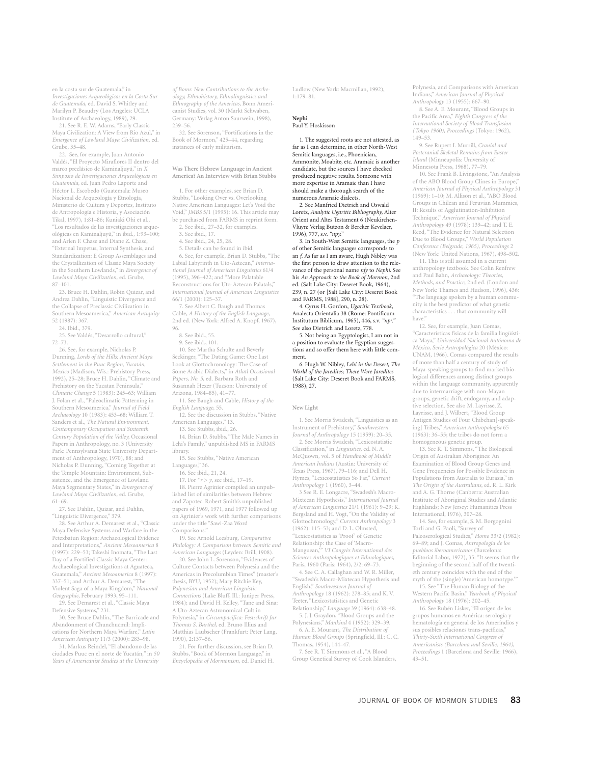en la costa sur de Guatemala," in *Investigaciones Arqueológicas en la Costa Sur de Guatemala,* ed. David S. Whitley and Marilyn P. Beaudry (Los Angeles: UCLA Institute of Archaeology, 1989), 29.

21. See R. E. W. Adams, "Early Classic Maya Civilization: A View from Rio Azul," in *Emergence of Lowland Maya Civilization,* ed. Grube, 35–48.

22. See, for example, Juan Antonio Valdés, "El Proyecto Miraflores II dentro del marco preclásico de Kaminaljuyú," in *X Simposio de Investigaciones Arqueológicas en Guatemala,* ed. Juan Pedro Laporte and Héctor L. Escobedo (Guatemala: Museo Nacional de Arqueología y Etnología, Ministerio de Cultura y Deportes, Instituto de Antropología e Historia, y Asociación Tikal, 1997), 1:81–86; Kuniaki Ohi et al., "Los resultados de las investigaciones arqueológicas en Kaminaljuyú," in ibid., 1:93–100; and Arlen F. Chase and Diane Z. Chase, "External Impetus, Internal Synthesis, and Standardization: E Group Assemblages and the Crystallization of Classic Maya Society in the Southern Lowlands," in *Emergence of Lowland Maya Civilization,* ed. Grube, 87–101.

23. Bruce H. Dahlin, Robin Quizar, and Andrea Dahlin, "Linguistic Divergence and the Collapse of Preclassic Civilization in Southern Mesoamerica," *American Antiquity* 52 (1987): 367.

24. Ibid., 379.

25. See Valdés, "Desarrollo cultural," 72–73.

26. See, for example, Nicholas P. Dunning, *Lords of the Hills: Ancient Maya Settlement in the Puuc Region, Yucatán, Mexico* (Madison, Wis.: Prehistory Press, 1992), 25–28; Bruce H. Dahlin, "Climate and Prehistory on the Yucatan Peninsula," *Climatic Change* 5 (1983): 245–63; William J. Folan et al., "Paleoclimatic Patterning in Southern Mesoamerica," *Journal of Field Archaeology* 10 (1983): 453–68; William T. Sanders et al., *The Natural Environment, Contemporary Occupation and Sixteenth Century Population of the Valley,* Occasional Papers in Anthropology, no. 3 (University Park: Pennsylvania State University Department of Anthropology, 1970), 88; and Nicholas P. Dunning, "Coming Together at the Temple Mountain: Environment, Subsistence, and the Emergence of Lowland Maya Segmentary States," in *Emergence of Lowland Maya Civilization,* ed. Grube, 61–69.

27. See Dahlin, Quizar, and Dahlin, "Linguistic Divergence," 379.

28. See Arthur A. Demarest et al., "Classic Maya Defensive Systems and Warfare in the Petexbatun Region: Archaeological Evidence and Interpretations," *Ancient Mesoamerica* 8 (1997): 229–53; Takeshi Inomata, "The Last Day of a Fortified Classic Maya Center: Archaeological Investigations at Aguateca, Guatemala," *Ancient Mesoamerica* 8 (1997): 337–51; and Arthur A. Demarest, "The Violent Saga of a Maya Kingdom," *National Geographic,* February 1993, 95–111.

29. See Demarest et al., "Classic Maya Defensive Systems," 231.

30. See Bruce Dahlin, "The Barricade and Abandonment of Chunchucmil: Implications for Northern Maya Warfare," *Latin American Antiquity* 11/3 (2000): 283–98.

31. Markus Reindel, "El abandono de las ciudades Puuc en el norte de Yucatán," in *50 Years of Americanist Studies at the University of Bonn: New Contributions to the Archeology, Ethnohistory, Ethnolinguistics and Ethnography of the Americas,* Bonn Americanist Studies, vol. 30 (Markt Schwaben, Germany: Verlag Anton Saurwein, 1998), 239–56.

32. See Sorenson, "Fortifications in the Book of Mormon," 425–44, regarding instances of early militarism.

**Was There Hebrew Language in Ancient America? An Interview with Brian Stubbs**

1. For other examples, see Brian D. Stubbs, "Looking Over vs. Overlooking Native American Languages: Let's Void the Void," *JBMS* 5/1 (1995): 16. This article may be purchased from FARMS in reprint form.

2. See ibid., 27–32, for examples.

3. See ibid., 17.

4. See ibid., 24, 25, 28.

5. Details can be found in ibid.

6. See, for example, Brian D. Stubbs, "The Labial Labyrinth in Uto-Aztecan," *International Journal of American Linguistics* 61/4 (1995), 396–422; and "More Palatable Reconstructions for Uto-Aztecan Palatals," *International Journal of American Linguistics* 66/1 (2000): 125–37.

7. See Albert C. Baugh and Thomas Cable, *A History of the English Language,* 2nd ed. (New York: Alfred A. Knopf, 1967), 96.

8. See ibid., 55.

9. See ibid., 101.

10. See Martha Schulte and Beverly Seckinger, "The Dating Game: One Last Look at Glottochronology: The Case of Some Arabic Dialects," in *Atlatl Occasional Papers, No. 5,* ed. Barbara Roth and Susannah Hexer (Tucson: University of Arizona, 1984–85), 41–77.

11. See Baugh and Cable, *History of the English Language,* 55.

12. See the discussion in Stubbs, "Native American Languages," 13.

13. See Stubbs, ibid., 26.

14. Brian D. Stubbs, "The Male Names in Lehi's Family," unpublished MS in FARMS library.

15. See Stubbs, "Native American Languages," 36.

16. See ibid., 21, 24.

17. For *\*r > y,* see ibid., 17–19.

18. Pierre Agrinier compiled an unpublished list of similarities between Hebrew and Zapotec. Robert Smith's unpublished papers of 1969, 1971, and 1977 followed up on Agrinier's work with further comparisons under the title "Sawi-Zaa Word Comparisons."

19. See Arnold Leesburg, *Comparative Philology: A Comparison between Semitic and American Languages* (Leyden: Brill, 1908).

20. See John L. Sorenson, "Evidences of Culture Contacts between Polynesia and the Americas in Precolumbian Times" (master's thesis, BYU, 1952); Mary Ritchie Key, *Polynesian and American Linguistic Connections* (Lake Bluff, Ill.: Juniper Press, 1984); and David H. Kelley, "Tane and Sina: A Uto-Aztecan Astronomical Cult in Polynesia," in *Circumpacifica: Festschrift für Thomas S. Barthel,* ed. Bruno Illius and Matthias Laubscher (Frankfurt: Peter Lang, 1990), 2:137–56.

21. For further discussion, see Brian D. Stubbs, "Book of Mormon Language," in *Encyclopedia of Mormonism,* ed. Daniel H. Ludlow (New York: Macmillan, 1992), 1:179–81.

**Nephi**
Paul Y. Hoskisson

1. The suggested roots are not attested, as far as I can determine, in other North-West Semitic languages, i.e., Phoenician, Ammonite, Moabite, etc. Aramaic is another candidate, but the sources I have checked produced negative results. Someone with more expertise in Aramaic than I have should make a thorough search of the numerous Aramaic dialects.

2. See Manfried Dietrich and Oswald Loretz, *Analytic Ugaritic Bibliography,* Alter Orient and Altes Testament 6 (Neukirchen-Vluyn: Verlag Butzon & Bercker Kevelaer, 1996), 777, s.v. *"npy."*

3. In South-West Semitic languages, the *p* of other Semitic languages corresponds to an *f.* As far as I am aware, Hugh Nibley was the first person to draw attention to the relevance of the personal name *nfy* to *Nephi.* See his *An Approach to the Book of Mormon,* 2nd ed. (Salt Lake City: Deseret Book, 1964), 239, n. 27 (or [Salt Lake City: Deseret Book and FARMS, 1988], 290, n. 28).

4. Cyrus H. Gordon, *Ugaritic Textbook,* Analecta Orientalia 38 (Rome: Pontificum Institutum Biblicum, 1965), 446, s.v. *"npʿ."* See also Dietrich and Loretz, 778.

5. Not being an Egyptologist, I am not in a position to evaluate the Egyptian suggestions and so offer them here with little comment.

6. Hugh W. Nibley, *Lehi in the Desert; The World of the Jaredites; There Were Jaredites* (Salt Lake City: Deseret Book and FARMS, 1988), 27.

**New Light**

1. See Morris Swadesh, "Linguistics as an Instrument of Prehistory," *Southwestern Journal of Anthropology* 15 (1959): 20–35.

2. See Morris Swadesh, "Lexicostatistic Classification," in *Linguistics,* ed. N. A. McQuown, vol. 5 of *Handbook of Middle American Indians* (Austin: University of Texas Press, 1967), 79–116; and Dell H. Hymes, "Lexicostatistics So Far," *Current Anthropology* 1 (1960), 3–44.

3 See R. E. Longacre, "Swadesh's Macro-Mixtecan Hypothesis," *International Journal of American Linguistics* 21/1 (1961): 9–29; K. Bergsland and H. Vogt, "On the Validity of Glottochronology," *Current Anthropology* 3 (1962): 115–53; and D. L. Olmsted, "Lexicostatistics as 'Proof' of Genetic Relationship: the Case of 'Macro-Manguean,'" *VI Congrès International des Sciences Anthropologiques et Ethnologiques,* Paris, 1960 (Paris: 1964), 2/2: 69–73.

4. See C. A. Callaghan and W. R. Miller, "Swadesh's Macro-Mixtecan Hypothesis and English," *Southwestern Journal of Anthropology* 18 (1962): 278–85; and K. V. Teeter, "Lexicostatistics and Genetic Relationship," *Language* 39 (1964): 638–48.

5. J. J. Graydon, "Blood Groups and the Polynesians," *Mankind* 4 (1952): 329–39.

6. A. E. Mourant, *The Distribution of Human Blood Groups* (Springfield, Ill.: C. C. Thomas, 1954), 144–47.

7. See R. T. Simmons et al., "A Blood Group Genetical Survey of Cook Islanders, Polynesia, and Comparisons with American Indians," *American Journal of Physical Anthropology* 13 (1955): 667–90.

8. See A. E. Mourant, "Blood Groups in the Pacific Area," *Eighth Congress of the International Society of Blood Transfusion (Tokyo 1960), Proceedings* (Tokyo: 1962), 149–53.

9. See Rupert I. Murrill, *Cranial and Postcranial Skeletal Remains from Easter Island* (Minneapolis: University of Minnesota Press, 1968), 77–79.

10. See Frank B. Livingstone, "An Analysis of the ABO Blood Group Clines in Europe," *American Journal of Physical Anthropology* 31 (1969): 1–10; M. Allison et al., "ABO Blood Groups in Chilean and Peruvian Mummies, II: Results of Agglutination-Inhibition Technique," *American Journal of Physical Anthropology* 49 (1978): 139–42; and T. E. Reed, "The Evidence for Natural Selection Due to Blood Groups," *World Population Conference (Belgrade, 1965), Proceedings* 2 (New York: United Nations, 1967), 498–502.

11. This is still assumed in a current anthropology textbook. See Colin Renfrew and Paul Bahn, *Archaeology: Theories, Methods, and Practice,* 2nd ed. (London and New York: Thames and Hudson, 1996), 436: "The language spoken by a human community is the best predictor of what genetic characteristics . . . that community will have."

12. See, for example, Juan Comas, "Características físicas de la familia lingüística Maya," *Universidad Nacional Autónoma de México, Serie Antropológica* 20 (México: UNAM, 1966). Comas compared the results of more than half a century of study of Maya-speaking groups to find marked biological differences among distinct groups within the language community, apparently due to intermarriage with non-Mayan groups, genetic drift, endogamy, and adaptive selection. See also M. Layrisse, Z. Layrisse, and J. Wilbert, "Blood Group Antigen Studies of Four Chibchan[-speaking] Tribes," *American Anthropologist* 65 (1963): 36–55; the tribes do not form a homogeneous genetic group.

13. See R. T. Simmons, "The Biological Origin of Australian Aborigines: An Examination of Blood Group Genes and Gene Frequencies for Possible Evidence in Populations from Australia to Eurasia," in *The Origin of the Australians,* ed. R. L. Kirk and A. G. Thorne (Canberra: Australian Institute of Aboriginal Studies and Atlantic Highlands; New Jersey: Humanities Press International, 1976), 307–28.

14. See, for example, S. M. Borgognini Torli and G. Paoli, "Survey of Paleoserological Studies," *Homo* 33/2 (1982): 69–89; and J. Comas, *Antropología de los pueblos iberoamericanos* (Barcelona: Editorial Labor, 1972), 35: "It seems that the beginning of the second half of the twentieth century coincides with the end of the myth of the (single) 'American homotype.'"

15. See "The Human Biology of the Western Pacific Basin," *Yearbook of Physical Anthropology* 18 (1976): 202–45.

16. See Rubén Lisker, "El origen de los grupos humanos en América: serología y hematología en general de los Amerindios y sus posibles relaciones trans-pacíficas," *Thirty-Sixth International Congress of Americanists (Barcelona and Seville, 1964), Proceedings* 1 (Barcelona and Seville: 1966), 43–51.